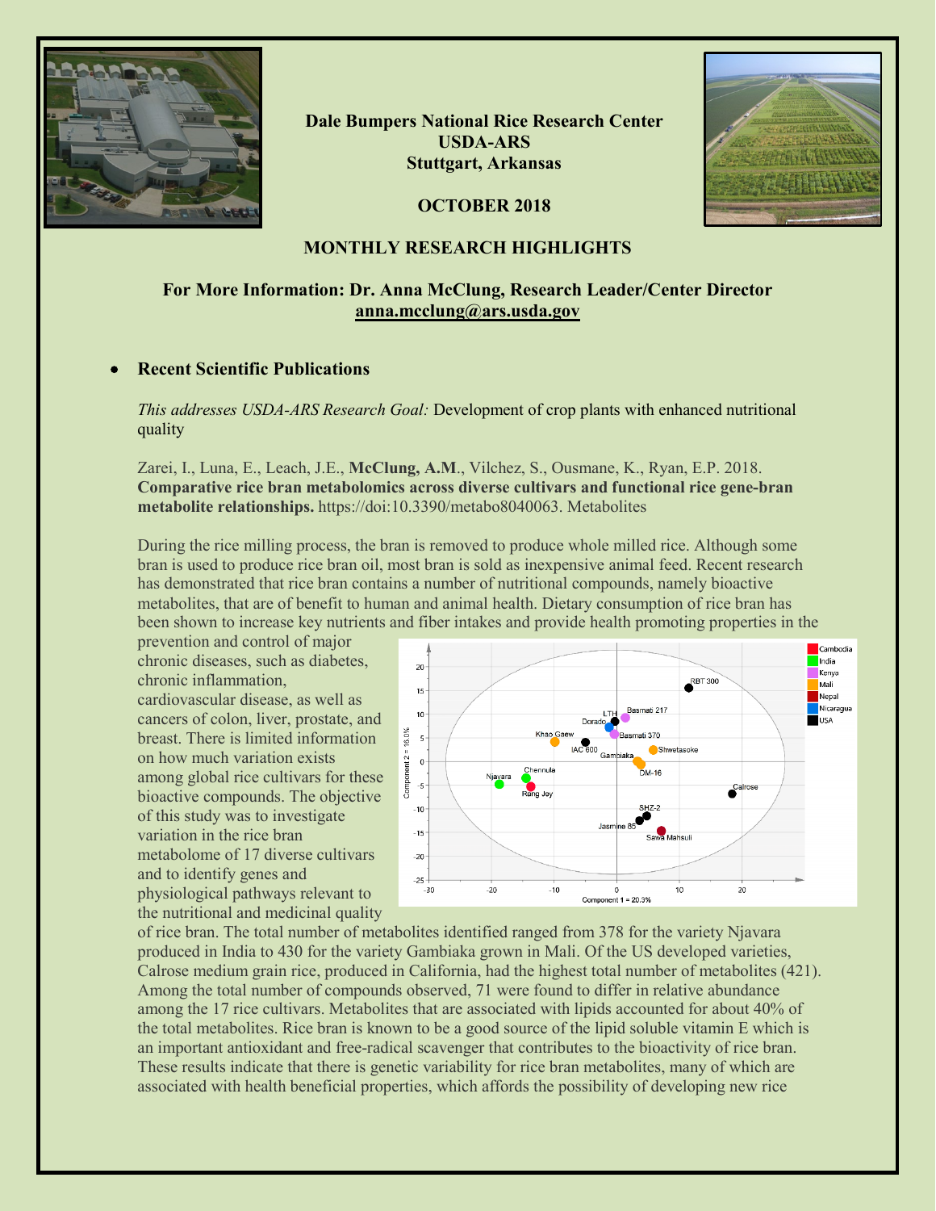**Dale Bumpers National Rice Research Center**
**USDA-ARS**
**Stuttgart, Arkansas**

**OCTOBER 2018**

## MONTHLY RESEARCH HIGHLIGHTS

**For More Information: Dr. Anna McClung, Research Leader/Center Director**
**anna.mcclung@ars.usda.gov**

- **Recent Scientific Publications**

*This addresses USDA-ARS Research Goal:* Development of crop plants with enhanced nutritional quality

Zarei, I., Luna, E., Leach, J.E., **McClung, A.M**., Vilchez, S., Ousmane, K., Ryan, E.P. 2018. **Comparative rice bran metabolomics across diverse cultivars and functional rice gene-bran metabolite relationships.** https://doi:10.3390/metabo8040063. Metabolites

During the rice milling process, the bran is removed to produce whole milled rice. Although some bran is used to produce rice bran oil, most bran is sold as inexpensive animal feed. Recent research has demonstrated that rice bran contains a number of nutritional compounds, namely bioactive metabolites, that are of benefit to human and animal health. Dietary consumption of rice bran has been shown to increase key nutrients and fiber intakes and provide health promoting properties in the prevention and control of major chronic diseases, such as diabetes, chronic inflammation, cardiovascular disease, as well as cancers of colon, liver, prostate, and breast. There is limited information on how much variation exists among global rice cultivars for these bioactive compounds. The objective of this study was to investigate variation in the rice bran metabolome of 17 diverse cultivars and to identify genes and physiological pathways relevant to the nutritional and medicinal quality of rice bran. The total number of metabolites identified ranged from 378 for the variety Njavara produced in India to 430 for the variety Gambiaka grown in Mali. Of the US developed varieties, Calrose medium grain rice, produced in California, had the highest total number of metabolites (421). Among the total number of compounds observed, 71 were found to differ in relative abundance among the 17 rice cultivars. Metabolites that are associated with lipids accounted for about 40% of the total metabolites. Rice bran is known to be a good source of the lipid soluble vitamin E which is an important antioxidant and free-radical scavenger that contributes to the bioactivity of rice bran. These results indicate that there is genetic variability for rice bran metabolites, many of which are associated with health beneficial properties, which affords the possibility of developing new rice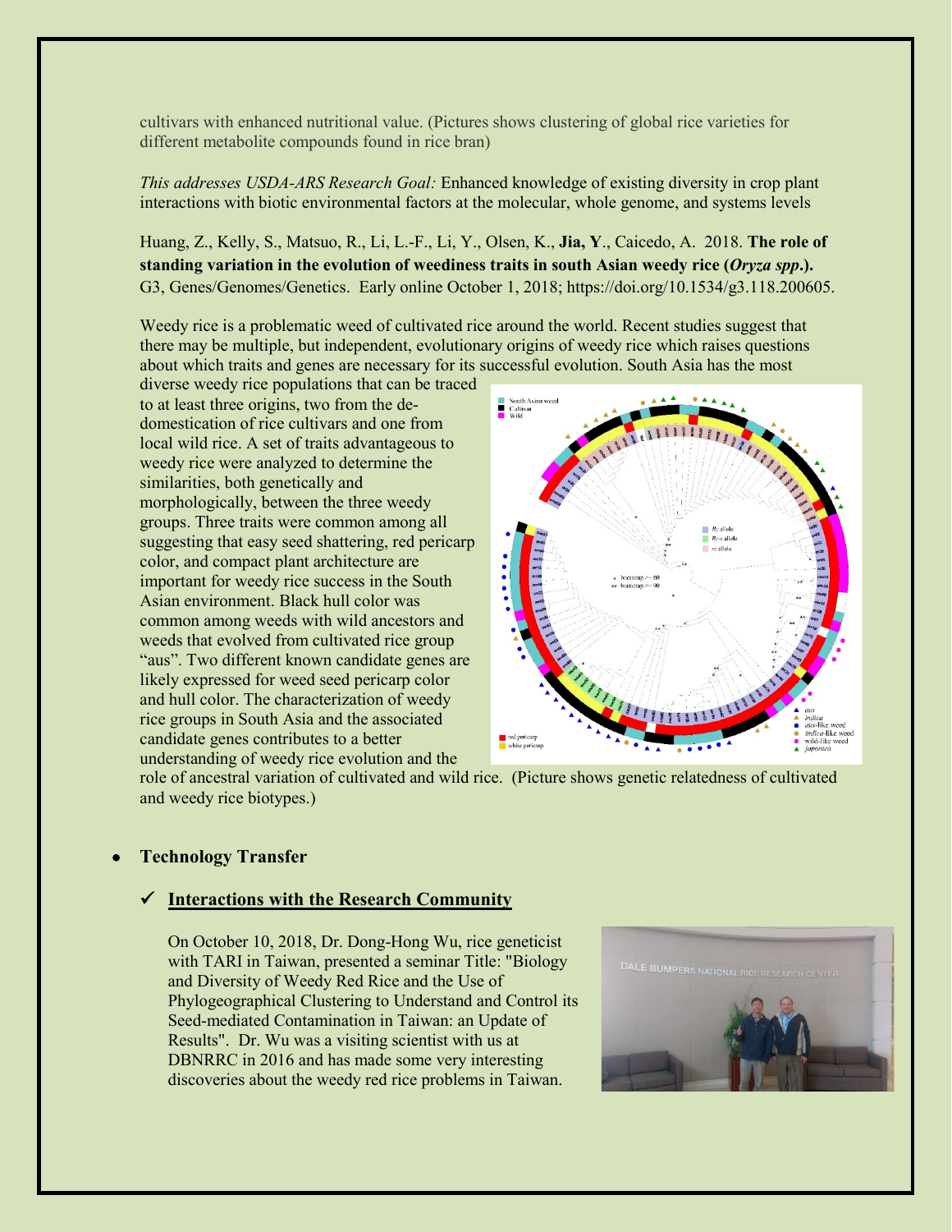cultivars with enhanced nutritional value. (Pictures shows clustering of global rice varieties for different metabolite compounds found in rice bran)

*This addresses USDA-ARS Research Goal:* Enhanced knowledge of existing diversity in crop plant interactions with biotic environmental factors at the molecular, whole genome, and systems levels

Huang, Z., Kelly, S., Matsuo, R., Li, L.-F., Li, Y., Olsen, K., **Jia, Y**., Caicedo, A. 2018. **The role of standing variation in the evolution of weediness traits in south Asian weedy rice (*Oryza spp*.).** G3, Genes/Genomes/Genetics. Early online October 1, 2018; https://doi.org/10.1534/g3.118.200605.

Weedy rice is a problematic weed of cultivated rice around the world. Recent studies suggest that there may be multiple, but independent, evolutionary origins of weedy rice which raises questions about which traits and genes are necessary for its successful evolution. South Asia has the most diverse weedy rice populations that can be traced to at least three origins, two from the de-domestication of rice cultivars and one from local wild rice. A set of traits advantageous to weedy rice were analyzed to determine the similarities, both genetically and morphologically, between the three weedy groups. Three traits were common among all suggesting that easy seed shattering, red pericarp color, and compact plant architecture are important for weedy rice success in the South Asian environment. Black hull color was common among weeds with wild ancestors and weeds that evolved from cultivated rice group "aus". Two different known candidate genes are likely expressed for weed seed pericarp color and hull color. The characterization of weedy rice groups in South Asia and the associated candidate genes contributes to a better understanding of weedy rice evolution and the role of ancestral variation of cultivated and wild rice. (Picture shows genetic relatedness of cultivated and weedy rice biotypes.)

- **Technology Transfer**

### ✓ Interactions with the Research Community

On October 10, 2018, Dr. Dong-Hong Wu, rice geneticist with TARI in Taiwan, presented a seminar Title: "Biology and Diversity of Weedy Red Rice and the Use of Phylogeographical Clustering to Understand and Control its Seed-mediated Contamination in Taiwan: an Update of Results". Dr. Wu was a visiting scientist with us at DBNRRC in 2016 and has made some very interesting discoveries about the weedy red rice problems in Taiwan.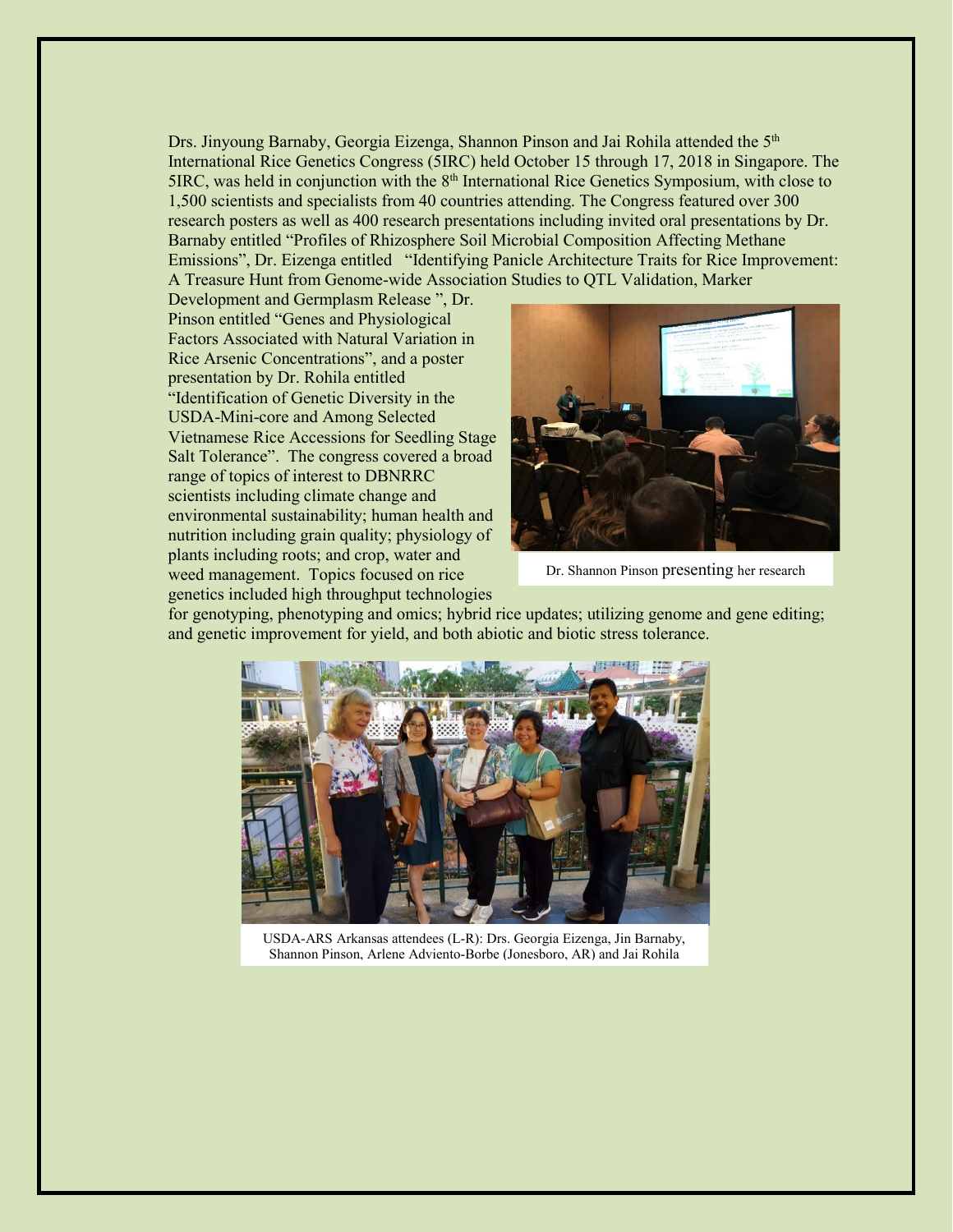Drs. Jinyoung Barnaby, Georgia Eizenga, Shannon Pinson and Jai Rohila attended the 5th International Rice Genetics Congress (5IRC) held October 15 through 17, 2018 in Singapore. The 5IRC, was held in conjunction with the 8th International Rice Genetics Symposium, with close to 1,500 scientists and specialists from 40 countries attending. The Congress featured over 300 research posters as well as 400 research presentations including invited oral presentations by Dr. Barnaby entitled "Profiles of Rhizosphere Soil Microbial Composition Affecting Methane Emissions", Dr. Eizenga entitled "Identifying Panicle Architecture Traits for Rice Improvement: A Treasure Hunt from Genome-wide Association Studies to QTL Validation, Marker Development and Germplasm Release ", Dr. Pinson entitled "Genes and Physiological Factors Associated with Natural Variation in Rice Arsenic Concentrations", and a poster presentation by Dr. Rohila entitled "Identification of Genetic Diversity in the USDA-Mini-core and Among Selected Vietnamese Rice Accessions for Seedling Stage Salt Tolerance". The congress covered a broad range of topics of interest to DBNRRC scientists including climate change and environmental sustainability; human health and nutrition including grain quality; physiology of plants including roots; and crop, water and weed management. Topics focused on rice genetics included high throughput technologies for genotyping, phenotyping and omics; hybrid rice updates; utilizing genome and gene editing; and genetic improvement for yield, and both abiotic and biotic stress tolerance.

Dr. Shannon Pinson presenting her research

USDA-ARS Arkansas attendees (L-R): Drs. Georgia Eizenga, Jin Barnaby, Shannon Pinson, Arlene Adviento-Borbe (Jonesboro, AR) and Jai Rohila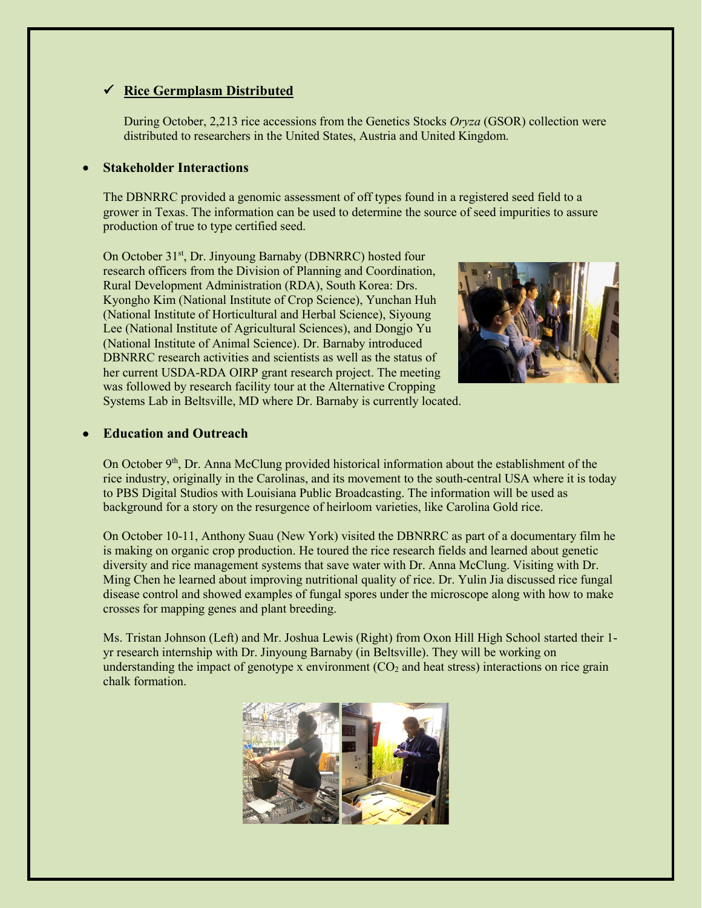- ✓ **Rice Germplasm Distributed**

  During October, 2,213 rice accessions from the Genetics Stocks *Oryza* (GSOR) collection were distributed to researchers in the United States, Austria and United Kingdom.

- **Stakeholder Interactions**

  The DBNRRC provided a genomic assessment of off types found in a registered seed field to a grower in Texas. The information can be used to determine the source of seed impurities to assure production of true to type certified seed.

  On October 31st, Dr. Jinyoung Barnaby (DBNRRC) hosted four research officers from the Division of Planning and Coordination, Rural Development Administration (RDA), South Korea: Drs. Kyongho Kim (National Institute of Crop Science), Yunchan Huh (National Institute of Horticultural and Herbal Science), Siyoung Lee (National Institute of Agricultural Sciences), and Dongjo Yu (National Institute of Animal Science). Dr. Barnaby introduced DBNRRC research activities and scientists as well as the status of her current USDA-RDA OIRP grant research project. The meeting was followed by research facility tour at the Alternative Cropping Systems Lab in Beltsville, MD where Dr. Barnaby is currently located.

- **Education and Outreach**

  On October 9th, Dr. Anna McClung provided historical information about the establishment of the rice industry, originally in the Carolinas, and its movement to the south-central USA where it is today to PBS Digital Studios with Louisiana Public Broadcasting. The information will be used as background for a story on the resurgence of heirloom varieties, like Carolina Gold rice.

  On October 10-11, Anthony Suau (New York) visited the DBNRRC as part of a documentary film he is making on organic crop production. He toured the rice research fields and learned about genetic diversity and rice management systems that save water with Dr. Anna McClung. Visiting with Dr. Ming Chen he learned about improving nutritional quality of rice. Dr. Yulin Jia discussed rice fungal disease control and showed examples of fungal spores under the microscope along with how to make crosses for mapping genes and plant breeding.

  Ms. Tristan Johnson (Left) and Mr. Joshua Lewis (Right) from Oxon Hill High School started their 1-yr research internship with Dr. Jinyoung Barnaby (in Beltsville). They will be working on understanding the impact of genotype x environment ($CO_2$ and heat stress) interactions on rice grain chalk formation.